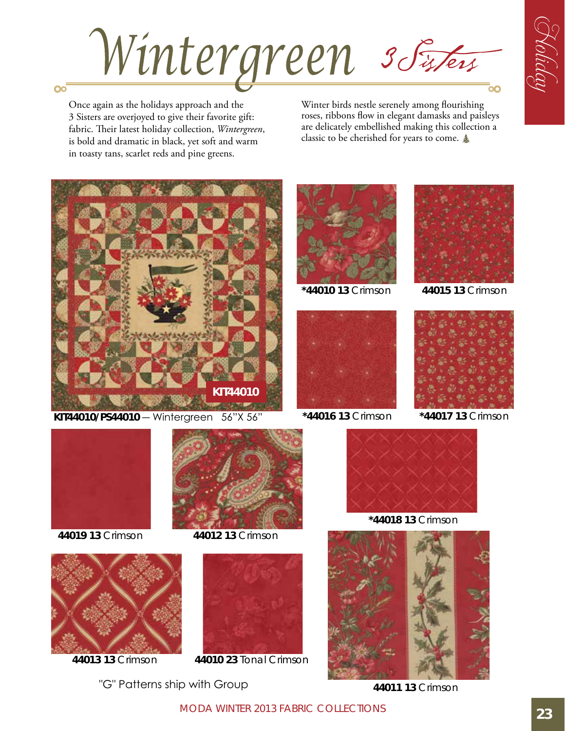# Wintergreen

3 Sisters

Once again as the holidays approach and the 3 Sisters are overjoyed to give their favorite gift: fabric. Their latest holiday collection, *Wintergreen*, is bold and dramatic in black, yet soft and warm in toasty tans, scarlet reds and pine greens.

Winter birds nestle serenely among flourishing roses, ribbons flow in elegant damasks and paisleys are delicately embellished making this collection a classic to be cherished for years to come.

KIT44010

**KIT44010/PS44010** — Wintergreen 56"X 56"

***44010 13** Crimson

**44015 13** Crimson

***44016 13** Crimson

***44017 13** Crimson

**44019 13** Crimson

**44012 13** Crimson

***44018 13** Crimson

**44013 13** Crimson

**44010 23** Tonal Crimson

**44011 13** Crimson

"G" Patterns ship with Group

MODA WINTER 2013 FABRIC COLLECTIONS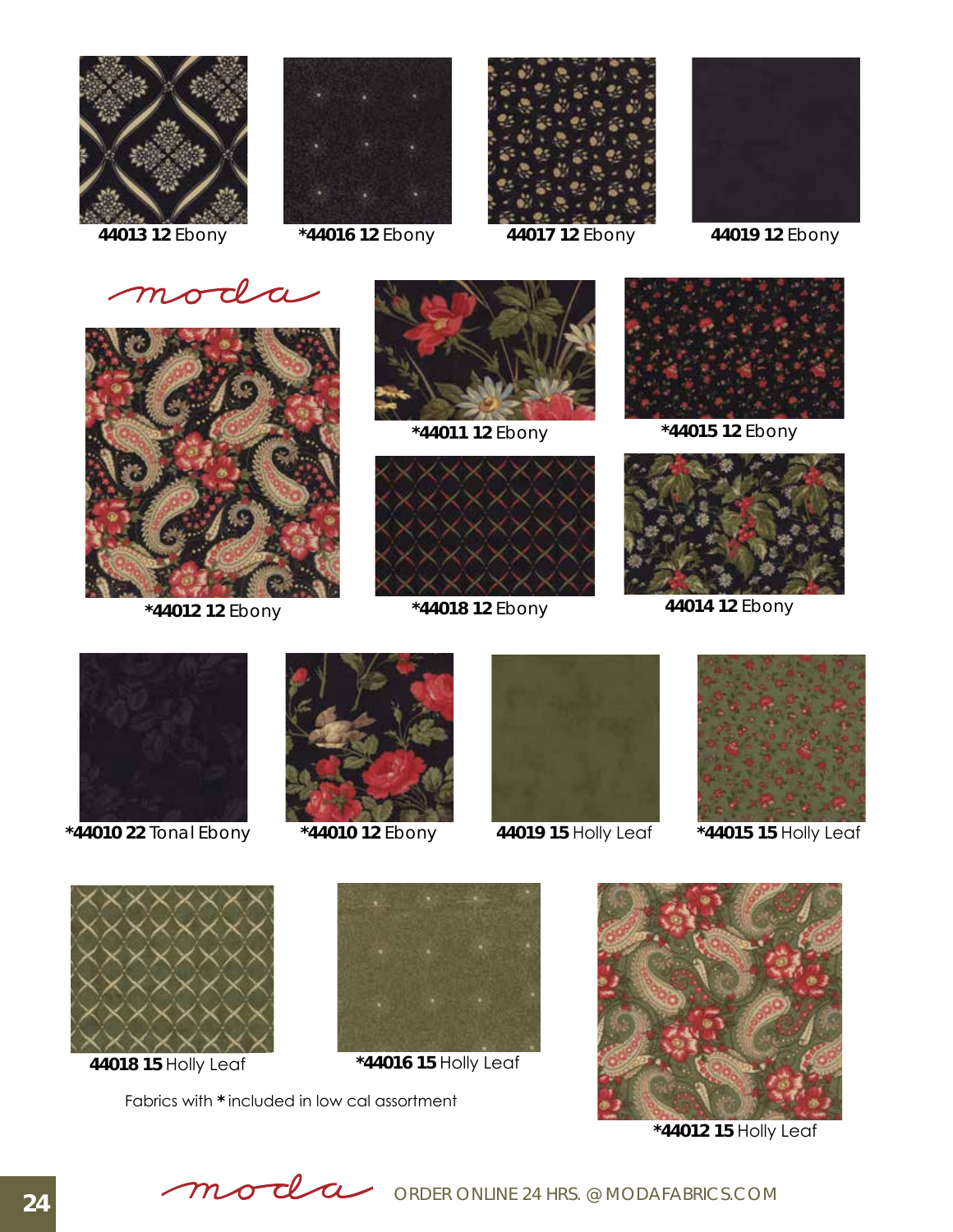**44013 12** Ebony

***44016 12** Ebony

**44017 12** Ebony

**44019 12** Ebony

moda

***44012 12** Ebony

***44011 12** Ebony

***44015 12** Ebony

***44018 12** Ebony

**44014 12** Ebony

***44010 22** Tonal Ebony

***44010 12** Ebony

**44019 15** Holly Leaf

***44015 15** Holly Leaf

**44018 15** Holly Leaf

***44016 15** Holly Leaf

***44012 15** Holly Leaf

Fabrics with * included in low cal assortment

moda ORDER ONLINE 24 HRS. @ MODAFABRICS.COM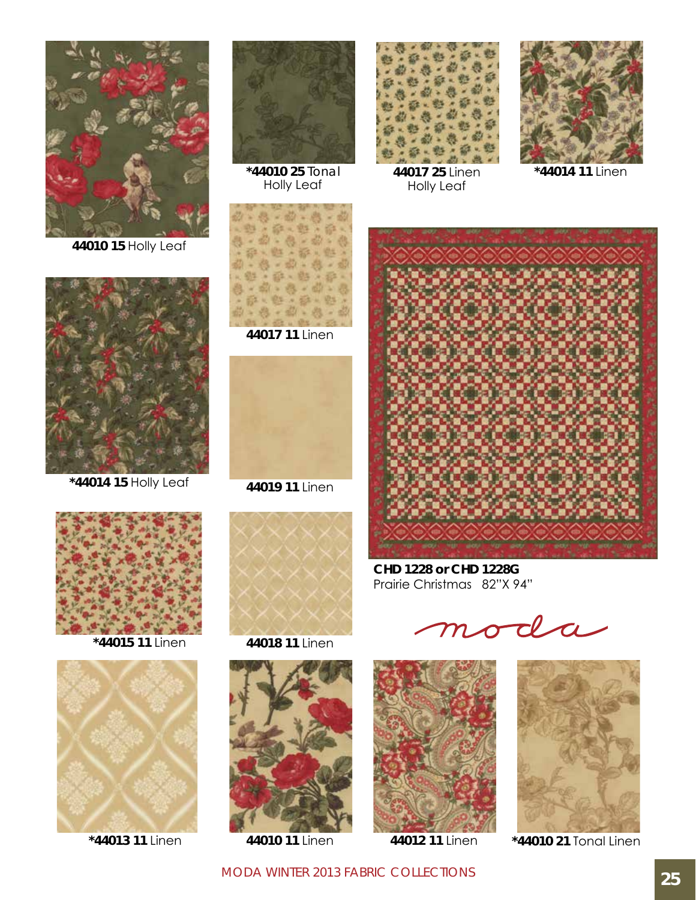**44010 15** Holly Leaf

***44010 25** Tonal Holly Leaf

**44017 25** Linen Holly Leaf

***44014 11** Linen

**44017 11** Linen

***44014 15** Holly Leaf

**44019 11** Linen

**CHD 1228 or CHD 1228G**
Prairie Christmas 82"X 94"

***44015 11** Linen

**44018 11** Linen

moda

***44013 11** Linen

**44010 11** Linen

**44012 11** Linen

***44010 21** Tonal Linen

MODA WINTER 2013 FABRIC COLLECTIONS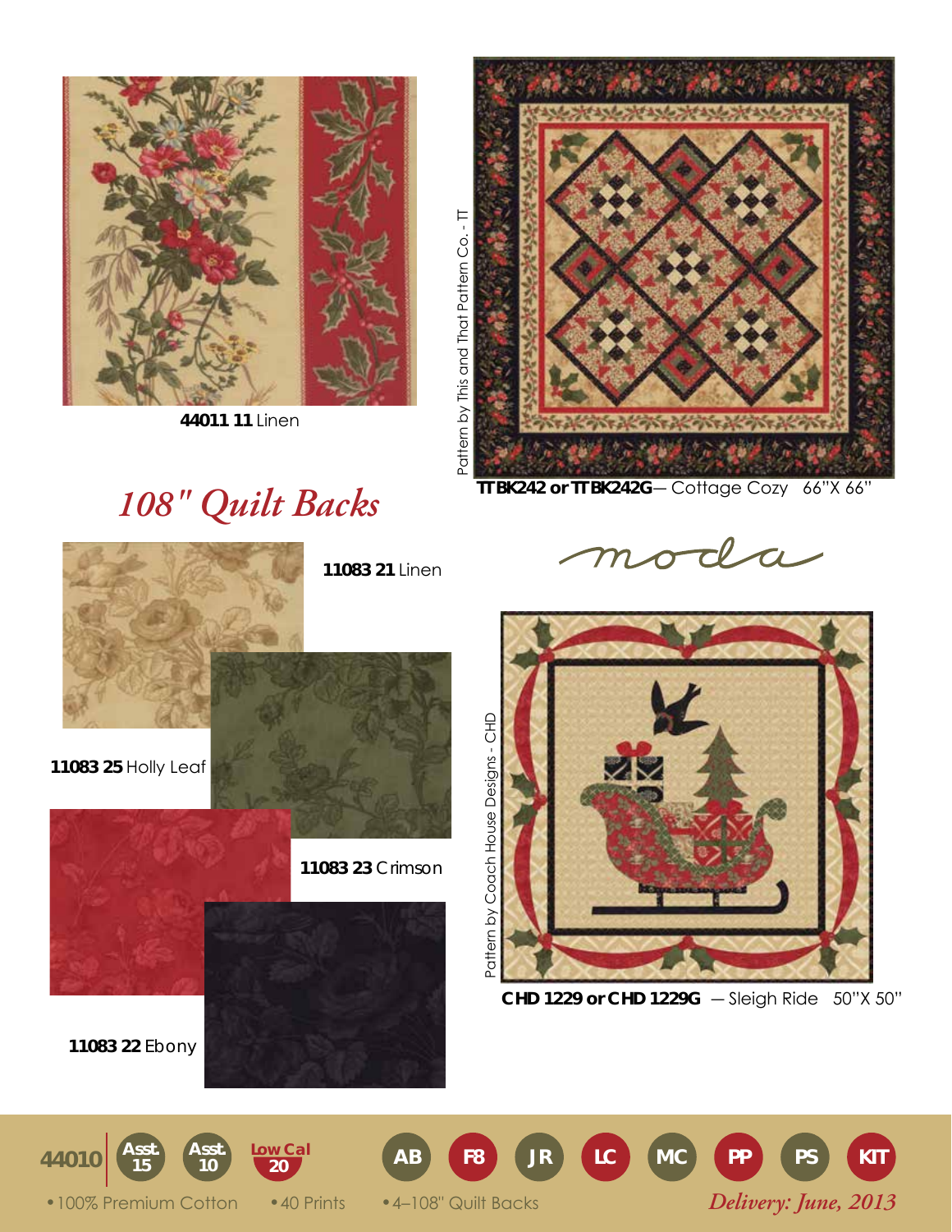**44011 11** Linen

Pattern by This and That Pattern Co. - TT

**TTBK242 or TTBK242G**— Cottage Cozy 66"X 66"

## *108" Quilt Backs*

**11083 21** Linen

moda

**11083 25** Holly Leaf

**11083 23** Crimson

**11083 22** Ebony

Pattern by Coach House Designs - CHD

**CHD 1229 or CHD 1229G** — Sleigh Ride 50"X 50"

44010 Asst. 15 Asst. 10 Low Cal 20 AB F8 JR LC MC PP PS KIT

- 100% Premium Cotton
- 40 Prints
- 4–108" Quilt Backs

*Delivery: June, 2013*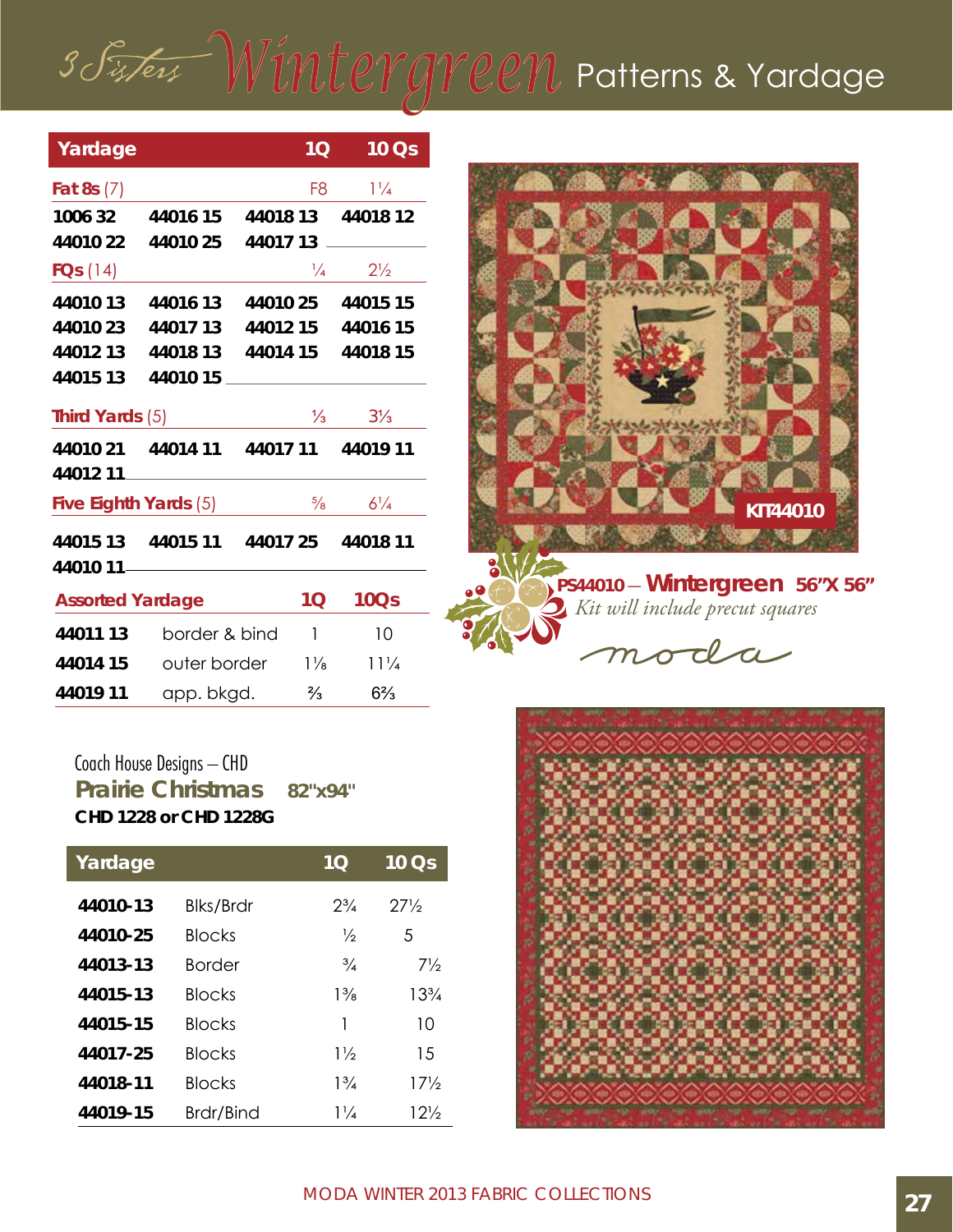# 3 Sisters Wintergreen Patterns & Yardage

| Yardage | | | | 1Q | 10 Qs |
|---|---|---|---|---|---|
| **Fat 8s** (7) | | | | F8 | 1¼ |
| 1006 32 | 44016 15 | 44018 13 | 44018 12 | | |
| 44010 22 | 44010 25 | 44017 13 | | | |
| **FQs** (14) | | | | ¼ | 2½ |
| 44010 13 | 44016 13 | 44010 25 | 44015 15 | | |
| 44010 23 | 44017 13 | 44012 15 | 44016 15 | | |
| 44012 13 | 44018 13 | 44014 15 | 44018 15 | | |
| 44015 13 | 44010 15 | | | | |
| **Third Yards** (5) | | | | ⅓ | 3⅓ |
| 44010 21 | 44014 11 | 44017 11 | 44019 11 | | |
| 44012 11 | | | | | |
| **Five Eighth Yards** (5) | | | | ⅝ | 6¼ |
| 44015 13 | 44015 11 | 44017 25 | 44018 11 | | |
| 44010 11 | | | | | |

| Assorted Yardage | | 1Q | 10Qs |
|---|---|---|---|
| 44011 13 | border & bind | 1 | 10 |
| 44014 15 | outer border | 1⅛ | 11¼ |
| 44019 11 | app. bkgd. | ⅔ | 6⅔ |

KIT44010

**PS44010 – Wintergreen 56"X 56"**

*Kit will include precut squares*

moda

Coach House Designs – CHD

## Prairie Christmas 82"x94"

**CHD 1228 or CHD 1228G**

| Yardage | | 1Q | 10 Qs |
|---|---|---|---|
| 44010-13 | Blks/Brdr | 2¾ | 27½ |
| 44010-25 | Blocks | ½ | 5 |
| 44013-13 | Border | ¾ | 7½ |
| 44015-13 | Blocks | 1⅜ | 13¾ |
| 44015-15 | Blocks | 1 | 10 |
| 44017-25 | Blocks | 1½ | 15 |
| 44018-11 | Blocks | 1¾ | 17½ |
| 44019-15 | Brdr/Bind | 1¼ | 12½ |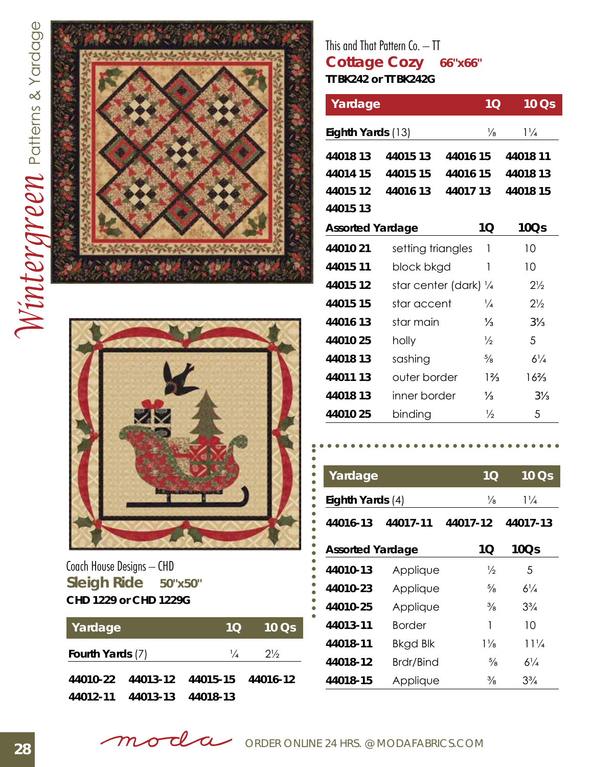This and That Pattern Co. – TT

## Cottage Cozy 66"x66"

**TTBK242 or TTBK242G**

| Yardage | | 1Q | 10 Qs |
|---|---|---|---|
| **Eighth Yards** (13) | | ⅛ | 1¼ |

| | | | |
|---|---|---|---|
| 44018 13 | 44015 13 | 44016 15 | 44018 11 |
| 44014 15 | 44015 15 | 44016 15 | 44018 13 |
| 44015 12 | 44016 13 | 44017 13 | 44018 15 |
| 44015 13 | | | |

| Assorted Yardage | | 1Q | 10Qs |
|---|---|---|---|
| 44010 21 | setting triangles | 1 | 10 |
| 44015 11 | block bkgd | 1 | 10 |
| 44015 12 | star center (dark) | ¼ | 2½ |
| 44015 15 | star accent | ¼ | 2½ |
| 44016 13 | star main | ⅓ | 3⅓ |
| 44010 25 | holly | ½ | 5 |
| 44018 13 | sashing | ⅝ | 6¼ |
| 44011 13 | outer border | 1⅔ | 16⅔ |
| 44018 13 | inner border | ⅓ | 3⅓ |
| 44010 25 | binding | ½ | 5 |

Coach House Designs – CHD

## Sleigh Ride 50"x50"

**CHD 1229 or CHD 1229G**

| Yardage | | 1Q | 10 Qs |
|---|---|---|---|
| **Fourth Yards** (7) | | ¼ | 2½ |

| | | | |
|---|---|---|---|
| 44010-22 | 44013-12 | 44015-15 | 44016-12 |
| 44012-11 | 44013-13 | 44018-13 | |

| Yardage | | 1Q | 10 Qs |
|---|---|---|---|
| **Eighth Yards** (4) | | ⅛ | 1¼ |

| | | | |
|---|---|---|---|
| 44016-13 | 44017-11 | 44017-12 | 44017-13 |

| Assorted Yardage | | 1Q | 10Qs |
|---|---|---|---|
| 44010-13 | Applique | ½ | 5 |
| 44010-23 | Applique | ⅝ | 6¼ |
| 44010-25 | Applique | ⅜ | 3¾ |
| 44013-11 | Border | 1 | 10 |
| 44018-11 | Bkgd Blk | 1⅛ | 11¼ |
| 44018-12 | Brdr/Bind | ⅝ | 6¼ |
| 44018-15 | Applique | ⅜ | 3¾ |